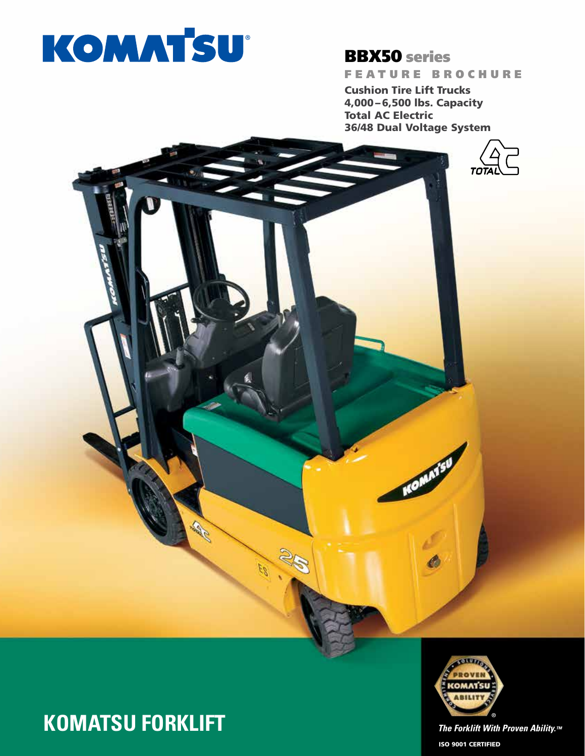# KOMATSU

## BBX50 series

**FEATURE BROCHURE**

**Cushion Tire Lift Trucks**
**4,000 – 6,500 lbs. Capacity**
**Total AC Electric**
**36/48 Dual Voltage System**

# KOMATSU FORKLIFT

***The Forklift With Proven Ability.™***

**ISO 9001 CERTIFIED**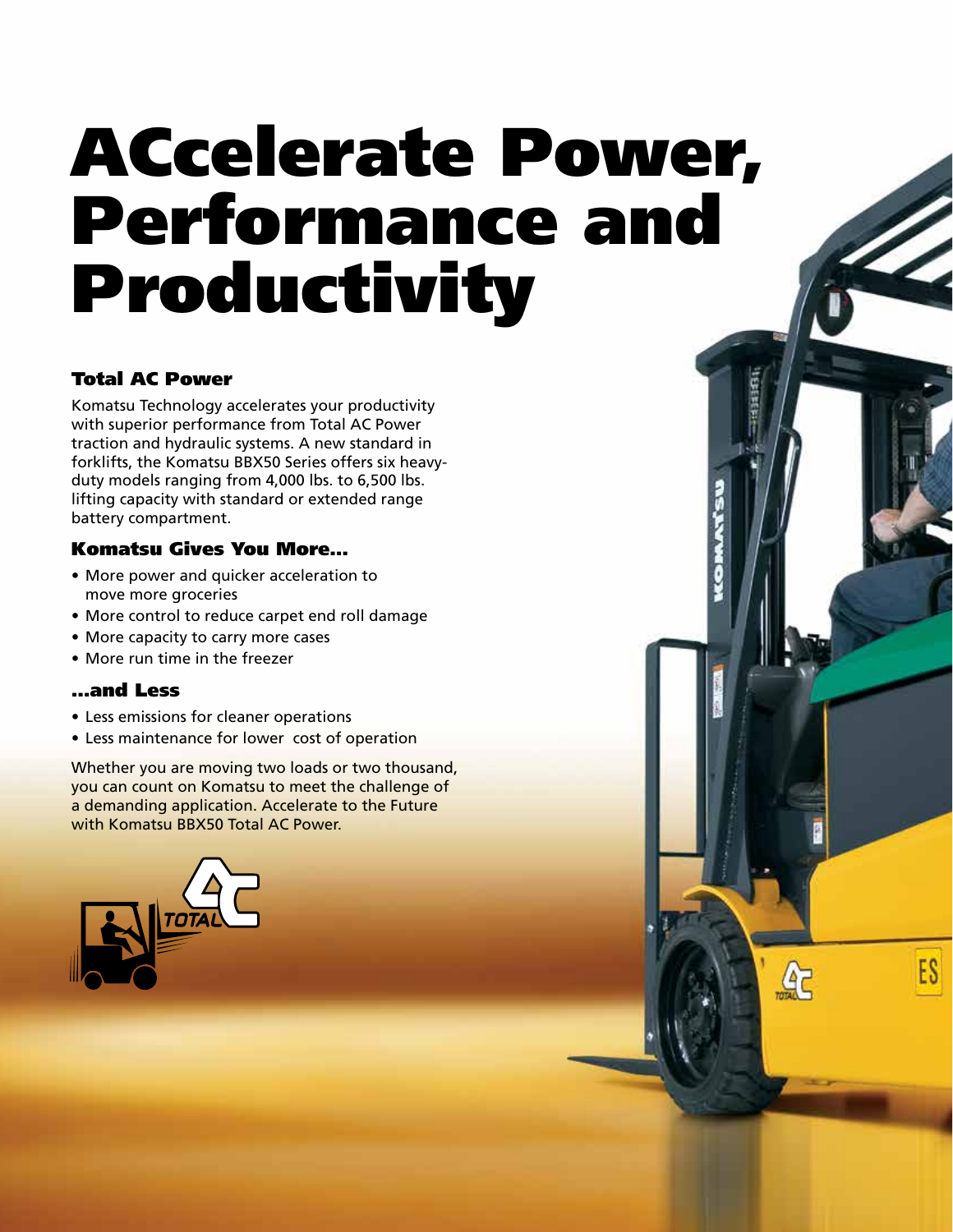# ACcelerate Power, Performance and Productivity

### Total AC Power

Komatsu Technology accelerates your productivity with superior performance from Total AC Power traction and hydraulic systems. A new standard in forklifts, the Komatsu BBX50 Series offers six heavy-duty models ranging from 4,000 lbs. to 6,500 lbs. lifting capacity with standard or extended range battery compartment.

### Komatsu Gives You More...

- More power and quicker acceleration to move more groceries
- More control to reduce carpet end roll damage
- More capacity to carry more cases
- More run time in the freezer

### ...and Less

- Less emissions for cleaner operations
- Less maintenance for lower cost of operation

Whether you are moving two loads or two thousand, you can count on Komatsu to meet the challenge of a demanding application. Accelerate to the Future with Komatsu BBX50 Total AC Power.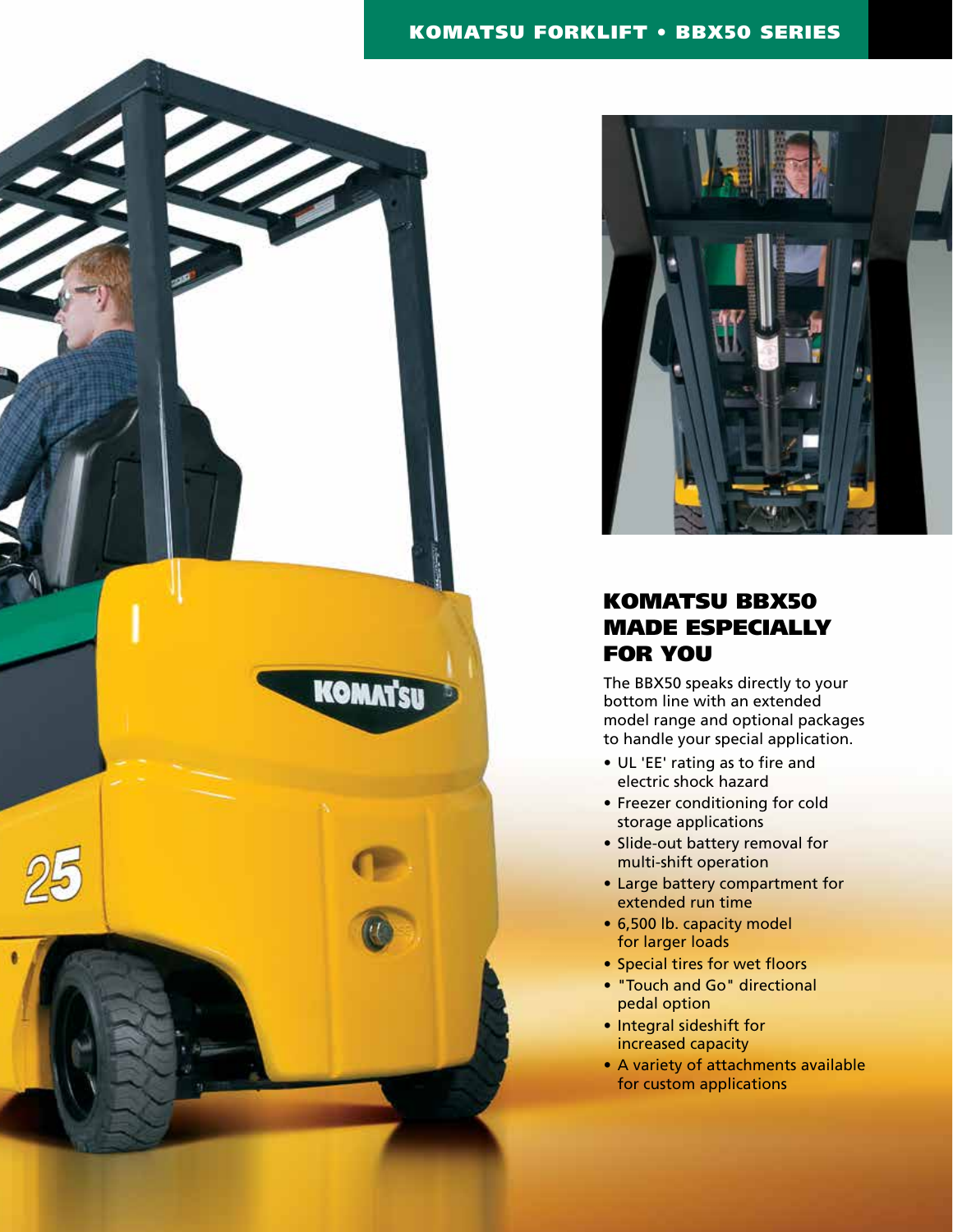## KOMATSU BBX50 MADE ESPECIALLY FOR YOU

The BBX50 speaks directly to your bottom line with an extended model range and optional packages to handle your special application.

- UL 'EE' rating as to fire and electric shock hazard
- Freezer conditioning for cold storage applications
- Slide-out battery removal for multi-shift operation
- Large battery compartment for extended run time
- 6,500 lb. capacity model for larger loads
- Special tires for wet floors
- "Touch and Go" directional pedal option
- Integral sideshift for increased capacity
- A variety of attachments available for custom applications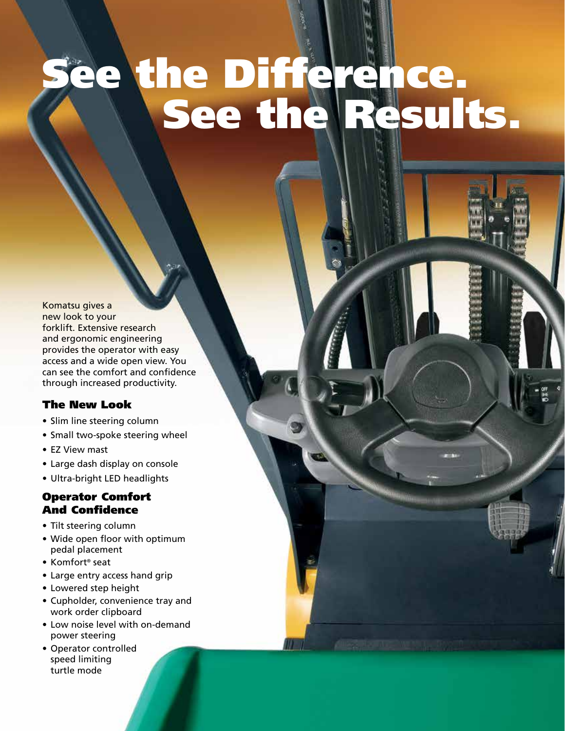# See the Difference. See the Results.

Komatsu gives a new look to your forklift. Extensive research and ergonomic engineering provides the operator with easy access and a wide open view. You can see the comfort and confidence through increased productivity.

## The New Look

- Slim line steering column
- Small two-spoke steering wheel
- EZ View mast
- Large dash display on console
- Ultra-bright LED headlights

## Operator Comfort And Confidence

- Tilt steering column
- Wide open floor with optimum pedal placement
- Komfort® seat
- Large entry access hand grip
- Lowered step height
- Cupholder, convenience tray and work order clipboard
- Low noise level with on-demand power steering
- Operator controlled speed limiting turtle mode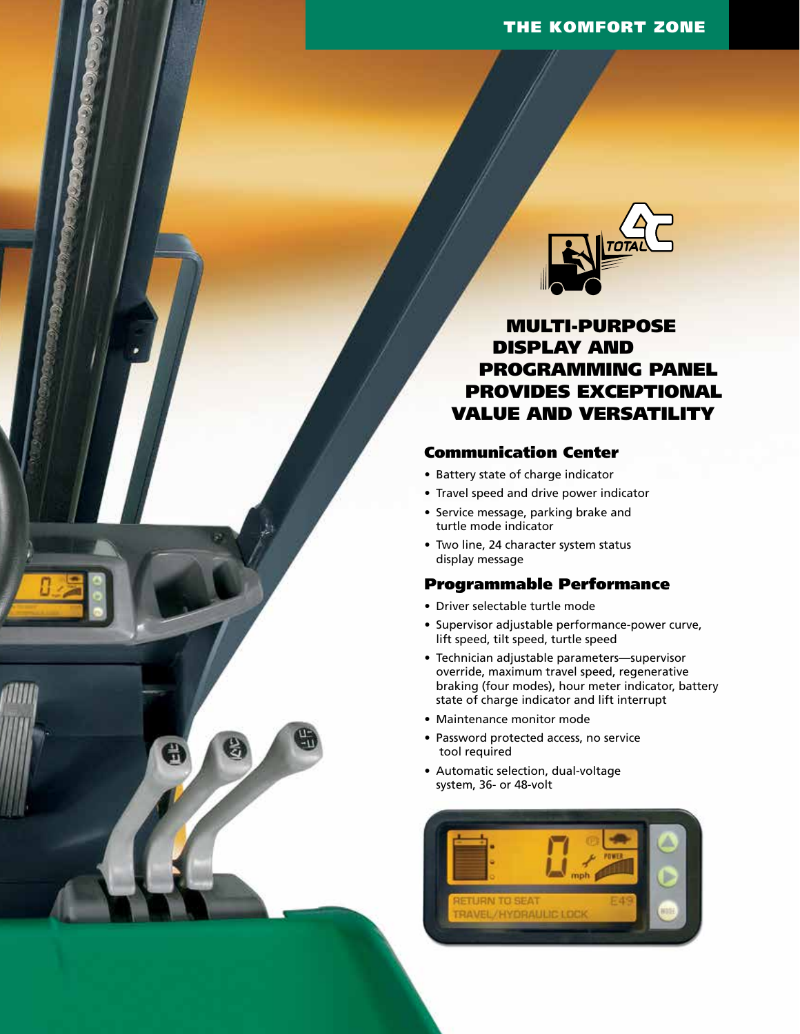# MULTI-PURPOSE DISPLAY AND PROGRAMMING PANEL PROVIDES EXCEPTIONAL VALUE AND VERSATILITY

## Communication Center

- Battery state of charge indicator
- Travel speed and drive power indicator
- Service message, parking brake and turtle mode indicator
- Two line, 24 character system status display message

## Programmable Performance

- Driver selectable turtle mode
- Supervisor adjustable performance-power curve, lift speed, tilt speed, turtle speed
- Technician adjustable parameters—supervisor override, maximum travel speed, regenerative braking (four modes), hour meter indicator, battery state of charge indicator and lift interrupt
- Maintenance monitor mode
- Password protected access, no service tool required
- Automatic selection, dual-voltage system, 36- or 48-volt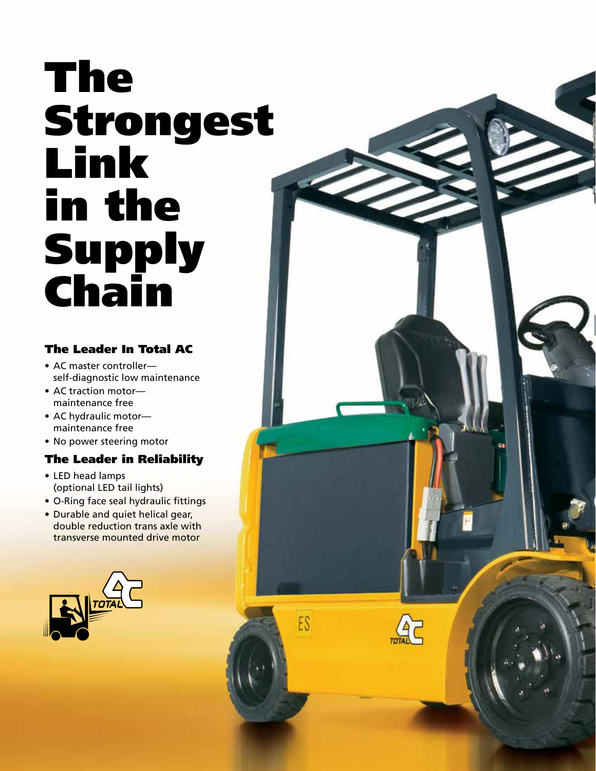# The Strongest Link in the Supply Chain

### The Leader In Total AC

- AC master controller—self-diagnostic low maintenance
- AC traction motor—maintenance free
- AC hydraulic motor—maintenance free
- No power steering motor

### The Leader in Reliability

- LED head lamps (optional LED tail lights)
- O-Ring face seal hydraulic fittings
- Durable and quiet helical gear, double reduction trans axle with transverse mounted drive motor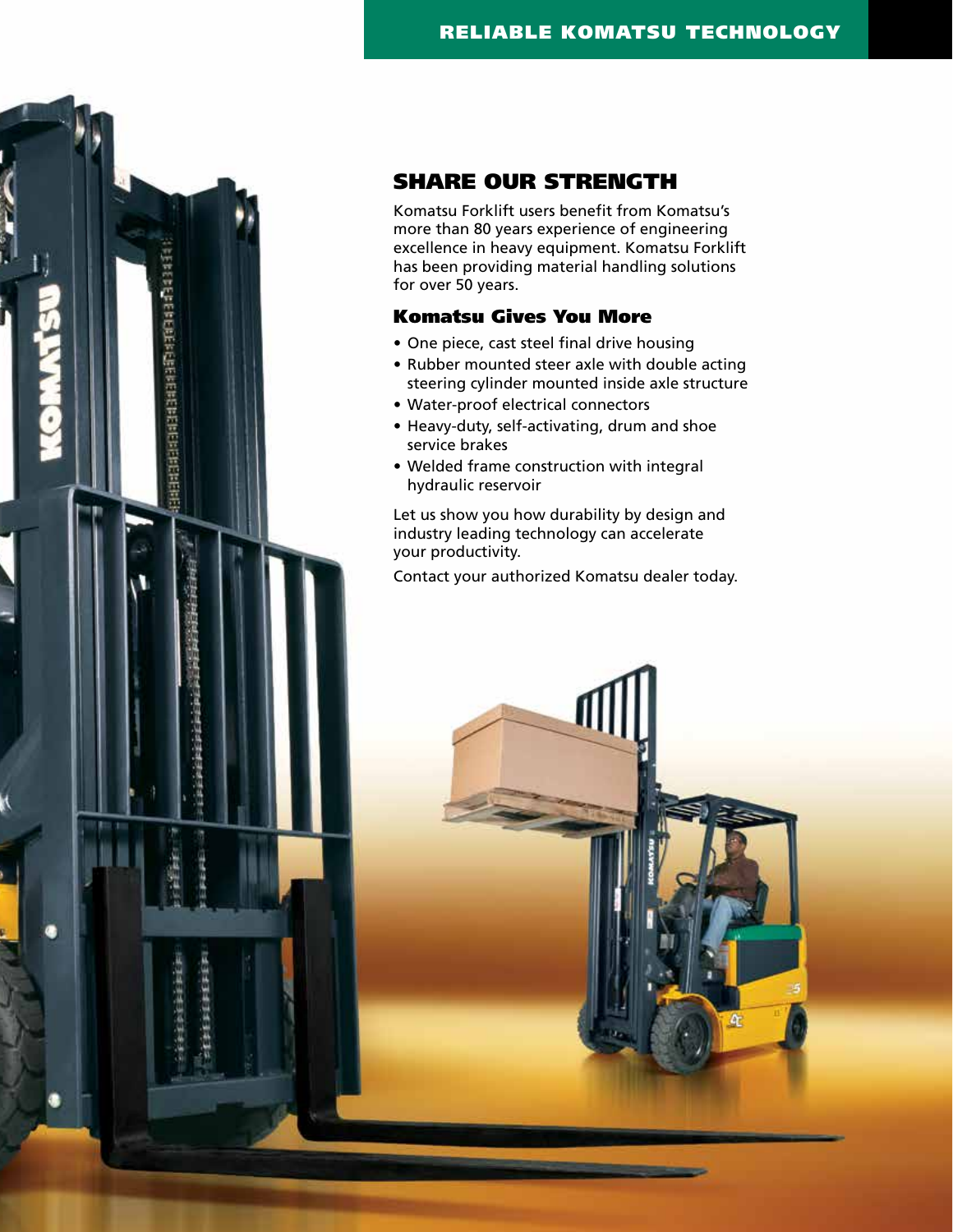# SHARE OUR STRENGTH

Komatsu Forklift users benefit from Komatsu's more than 80 years experience of engineering excellence in heavy equipment. Komatsu Forklift has been providing material handling solutions for over 50 years.

## Komatsu Gives You More

- One piece, cast steel final drive housing
- Rubber mounted steer axle with double acting steering cylinder mounted inside axle structure
- Water-proof electrical connectors
- Heavy-duty, self-activating, drum and shoe service brakes
- Welded frame construction with integral hydraulic reservoir

Let us show you how durability by design and industry leading technology can accelerate your productivity.

Contact your authorized Komatsu dealer today.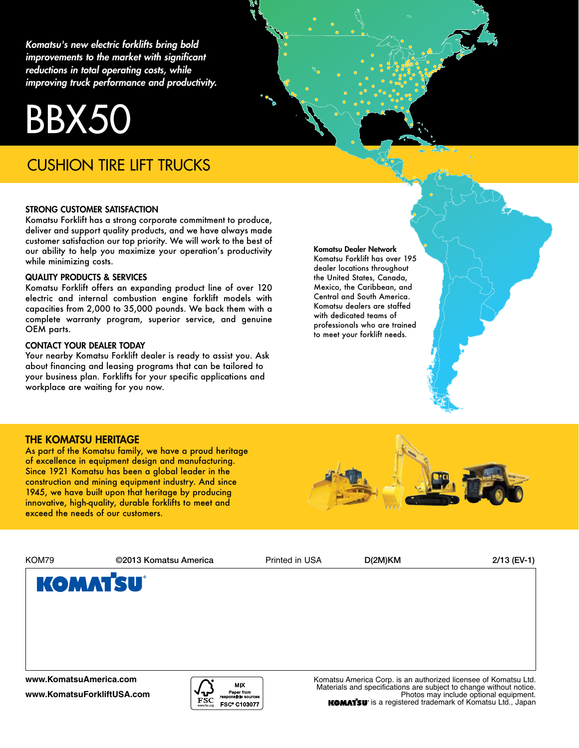*Komatsu's new electric forklifts bring bold improvements to the market with significant reductions in total operating costs, while improving truck performance and productivity.*

# BBX50

## CUSHION TIRE LIFT TRUCKS

### STRONG CUSTOMER SATISFACTION

Komatsu Forklift has a strong corporate commitment to produce, deliver and support quality products, and we have always made customer satisfaction our top priority. We will work to the best of our ability to help you maximize your operation's productivity while minimizing costs.

### QUALITY PRODUCTS & SERVICES

Komatsu Forklift offers an expanding product line of over 120 electric and internal combustion engine forklift models with capacities from 2,000 to 35,000 pounds. We back them with a complete warranty program, superior service, and genuine OEM parts.

### CONTACT YOUR DEALER TODAY

Your nearby Komatsu Forklift dealer is ready to assist you. Ask about financing and leasing programs that can be tailored to your business plan. Forklifts for your specific applications and workplace are waiting for you now.

**Komatsu Dealer Network**
Komatsu Forklift has over 195 dealer locations throughout the United States, Canada, Mexico, the Caribbean, and Central and South America. Komatsu dealers are staffed with dedicated teams of professionals who are trained to meet your forklift needs.

### THE KOMATSU HERITAGE

As part of the Komatsu family, we have a proud heritage of excellence in equipment design and manufacturing. Since 1921 Komatsu has been a global leader in the construction and mining equipment industry. And since 1945, we have built upon that heritage by producing innovative, high-quality, durable forklifts to meet and exceed the needs of our customers.

KOM79 ©2013 Komatsu America Printed in USA D(2M)KM 2/13 (EV-1)

KOMATSU®

www.KomatsuAmerica.com

www.KomatsuForkliftUSA.com

FSC www.fsc.org MIX Paper from responsible sources FSC® C103077

Komatsu America Corp. is an authorized licensee of Komatsu Ltd.
Materials and specifications are subject to change without notice.
Photos may include optional equipment.
KOMATSU® is a registered trademark of Komatsu Ltd., Japan